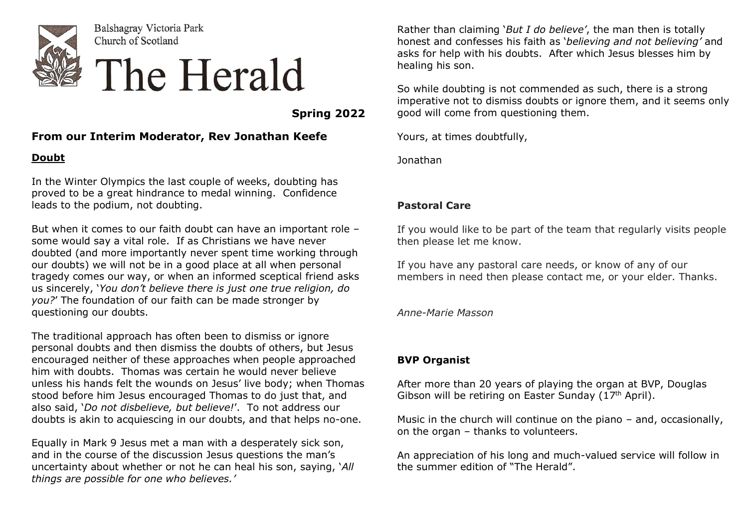Balshagray Victoria Park
Church of Scotland

# The Herald

**Spring 2022**

## From our Interim Moderator, Rev Jonathan Keefe

### Doubt

In the Winter Olympics the last couple of weeks, doubting has proved to be a great hindrance to medal winning. Confidence leads to the podium, not doubting.

But when it comes to our faith doubt can have an important role – some would say a vital role. If as Christians we have never doubted (and more importantly never spent time working through our doubts) we will not be in a good place at all when personal tragedy comes our way, or when an informed sceptical friend asks us sincerely, '*You don't believe there is just one true religion, do you?*' The foundation of our faith can be made stronger by questioning our doubts.

The traditional approach has often been to dismiss or ignore personal doubts and then dismiss the doubts of others, but Jesus encouraged neither of these approaches when people approached him with doubts. Thomas was certain he would never believe unless his hands felt the wounds on Jesus' live body; when Thomas stood before him Jesus encouraged Thomas to do just that, and also said, '*Do not disbelieve, but believe!*'. To not address our doubts is akin to acquiescing in our doubts, and that helps no-one.

Equally in Mark 9 Jesus met a man with a desperately sick son, and in the course of the discussion Jesus questions the man's uncertainty about whether or not he can heal his son, saying, '*All things are possible for one who believes.'*

Rather than claiming '*But I do believe'*, the man then is totally honest and confesses his faith as '*believing and not believing'* and asks for help with his doubts. After which Jesus blesses him by healing his son.

So while doubting is not commended as such, there is a strong imperative not to dismiss doubts or ignore them, and it seems only good will come from questioning them.

Yours, at times doubtfully,

Jonathan

## Pastoral Care

If you would like to be part of the team that regularly visits people then please let me know.

If you have any pastoral care needs, or know of any of our members in need then please contact me, or your elder. Thanks.

*Anne-Marie Masson*

## BVP Organist

After more than 20 years of playing the organ at BVP, Douglas Gibson will be retiring on Easter Sunday (17th April).

Music in the church will continue on the piano – and, occasionally, on the organ – thanks to volunteers.

An appreciation of his long and much-valued service will follow in the summer edition of "The Herald".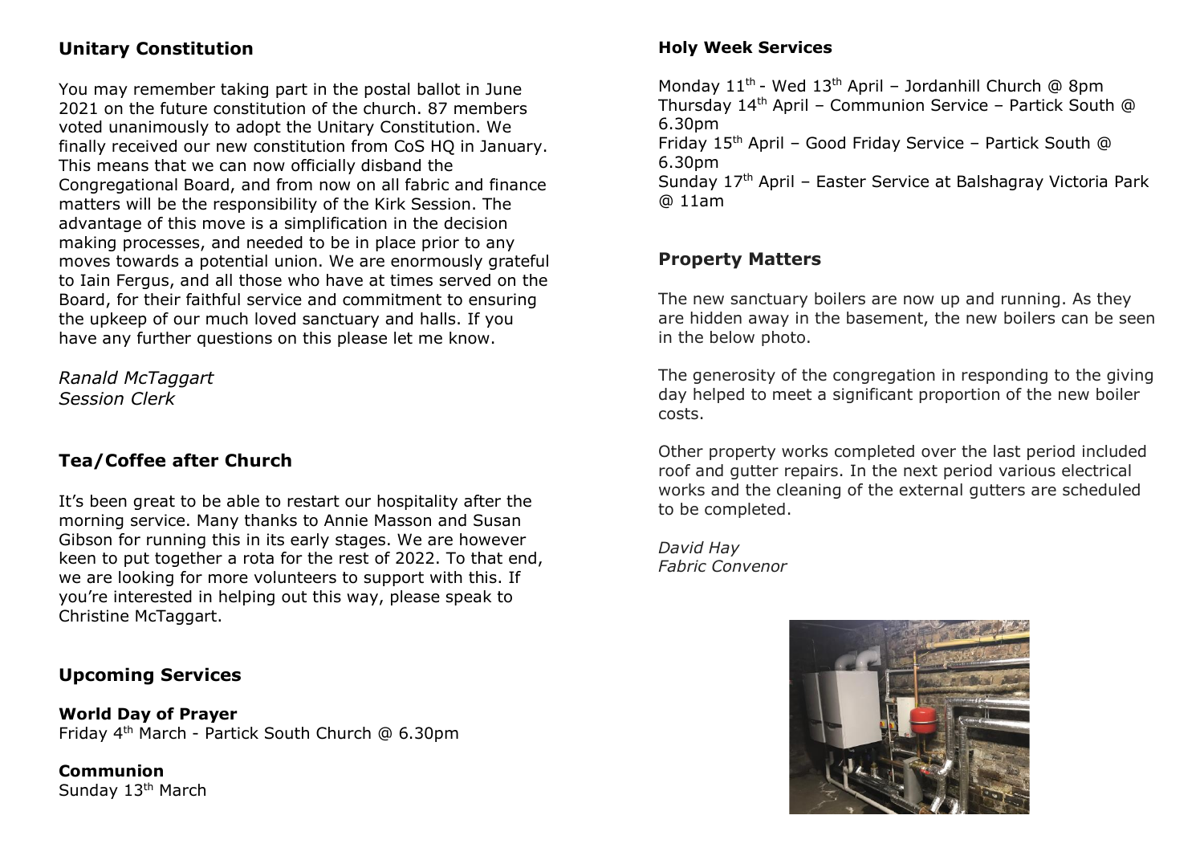## Unitary Constitution

You may remember taking part in the postal ballot in June 2021 on the future constitution of the church. 87 members voted unanimously to adopt the Unitary Constitution. We finally received our new constitution from CoS HQ in January. This means that we can now officially disband the Congregational Board, and from now on all fabric and finance matters will be the responsibility of the Kirk Session. The advantage of this move is a simplification in the decision making processes, and needed to be in place prior to any moves towards a potential union. We are enormously grateful to Iain Fergus, and all those who have at times served on the Board, for their faithful service and commitment to ensuring the upkeep of our much loved sanctuary and halls. If you have any further questions on this please let me know.

*Ranald McTaggart*
*Session Clerk*

## Tea/Coffee after Church

It's been great to be able to restart our hospitality after the morning service. Many thanks to Annie Masson and Susan Gibson for running this in its early stages. We are however keen to put together a rota for the rest of 2022. To that end, we are looking for more volunteers to support with this. If you're interested in helping out this way, please speak to Christine McTaggart.

## Upcoming Services

**World Day of Prayer**
Friday 4th March - Partick South Church @ 6.30pm

**Communion**
Sunday 13th March

**Holy Week Services**

Monday 11th - Wed 13th April – Jordanhill Church @ 8pm
Thursday 14th April – Communion Service – Partick South @ 6.30pm
Friday 15th April – Good Friday Service – Partick South @ 6.30pm
Sunday 17th April – Easter Service at Balshagray Victoria Park @ 11am

## Property Matters

The new sanctuary boilers are now up and running. As they are hidden away in the basement, the new boilers can be seen in the below photo.

The generosity of the congregation in responding to the giving day helped to meet a significant proportion of the new boiler costs.

Other property works completed over the last period included roof and gutter repairs. In the next period various electrical works and the cleaning of the external gutters are scheduled to be completed.

*David Hay*
*Fabric Convenor*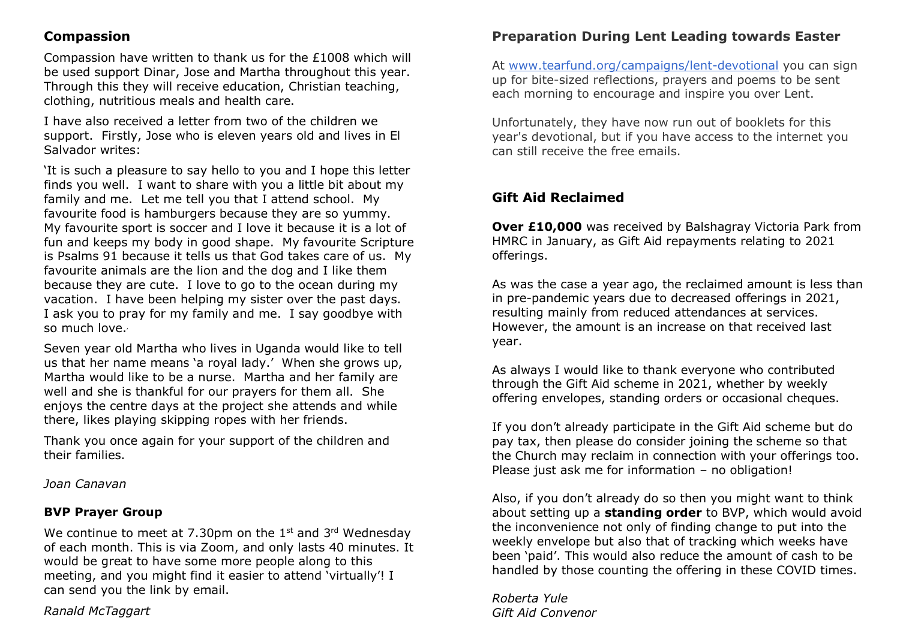## Compassion

Compassion have written to thank us for the £1008 which will be used support Dinar, Jose and Martha throughout this year. Through this they will receive education, Christian teaching, clothing, nutritious meals and health care.

I have also received a letter from two of the children we support. Firstly, Jose who is eleven years old and lives in El Salvador writes:

'It is such a pleasure to say hello to you and I hope this letter finds you well. I want to share with you a little bit about my family and me. Let me tell you that I attend school. My favourite food is hamburgers because they are so yummy. My favourite sport is soccer and I love it because it is a lot of fun and keeps my body in good shape. My favourite Scripture is Psalms 91 because it tells us that God takes care of us. My favourite animals are the lion and the dog and I like them because they are cute. I love to go to the ocean during my vacation. I have been helping my sister over the past days. I ask you to pray for my family and me. I say goodbye with so much love.'

Seven year old Martha who lives in Uganda would like to tell us that her name means 'a royal lady.' When she grows up, Martha would like to be a nurse. Martha and her family are well and she is thankful for our prayers for them all. She enjoys the centre days at the project she attends and while there, likes playing skipping ropes with her friends.

Thank you once again for your support of the children and their families.

*Joan Canavan*

## BVP Prayer Group

We continue to meet at 7.30pm on the 1st and 3rd Wednesday of each month. This is via Zoom, and only lasts 40 minutes. It would be great to have some more people along to this meeting, and you might find it easier to attend 'virtually'! I can send you the link by email.

*Ranald McTaggart*

## Preparation During Lent Leading towards Easter

At [www.tearfund.org/campaigns/lent-devotional](www.tearfund.org/campaigns/lent-devotional) you can sign up for bite-sized reflections, prayers and poems to be sent each morning to encourage and inspire you over Lent.

Unfortunately, they have now run out of booklets for this year's devotional, but if you have access to the internet you can still receive the free emails.

## Gift Aid Reclaimed

**Over £10,000** was received by Balshagray Victoria Park from HMRC in January, as Gift Aid repayments relating to 2021 offerings.

As was the case a year ago, the reclaimed amount is less than in pre-pandemic years due to decreased offerings in 2021, resulting mainly from reduced attendances at services. However, the amount is an increase on that received last year.

As always I would like to thank everyone who contributed through the Gift Aid scheme in 2021, whether by weekly offering envelopes, standing orders or occasional cheques.

If you don't already participate in the Gift Aid scheme but do pay tax, then please do consider joining the scheme so that the Church may reclaim in connection with your offerings too. Please just ask me for information – no obligation!

Also, if you don't already do so then you might want to think about setting up a **standing order** to BVP, which would avoid the inconvenience not only of finding change to put into the weekly envelope but also that of tracking which weeks have been 'paid'. This would also reduce the amount of cash to be handled by those counting the offering in these COVID times.

*Roberta Yule*
*Gift Aid Convenor*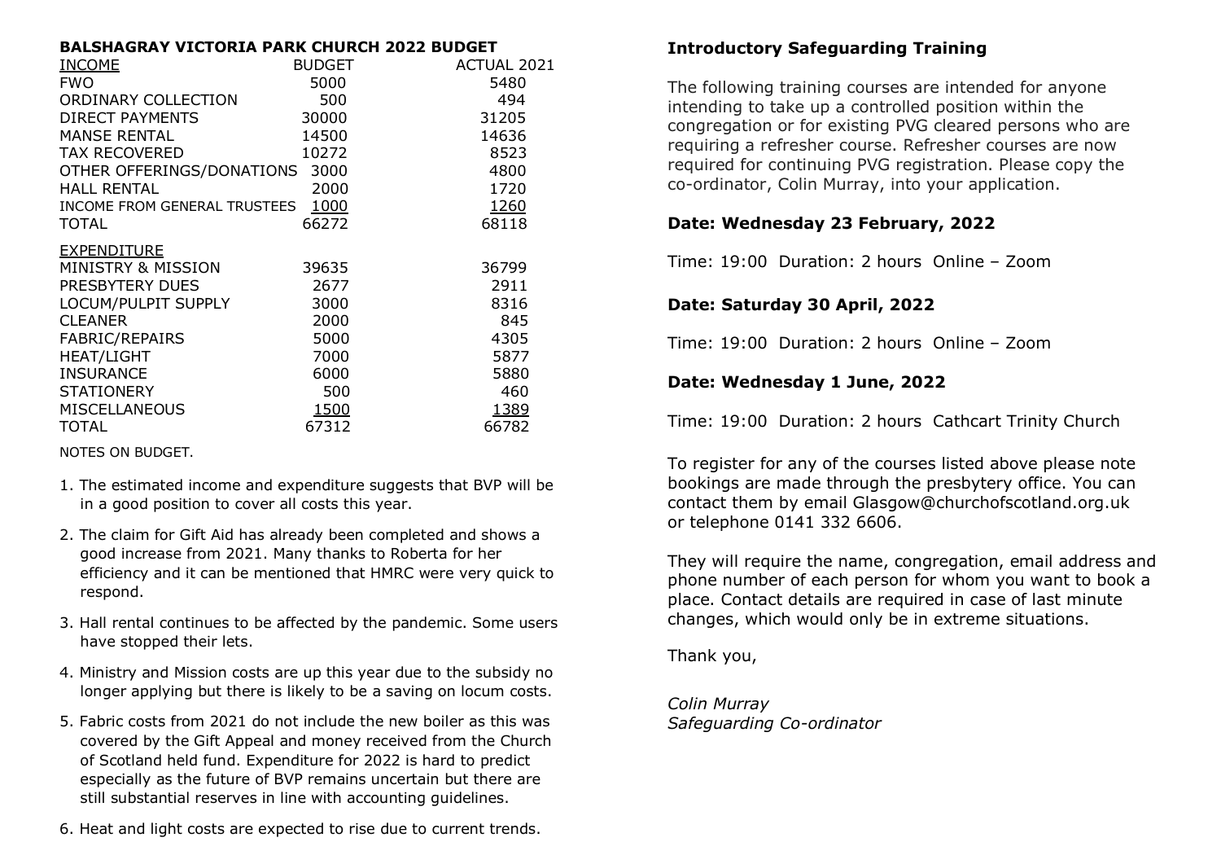## BALSHAGRAY VICTORIA PARK CHURCH 2022 BUDGET

| INCOME | BUDGET | ACTUAL 2021 |
|---|---|---|
| FWO | 5000 | 5480 |
| ORDINARY COLLECTION | 500 | 494 |
| DIRECT PAYMENTS | 30000 | 31205 |
| MANSE RENTAL | 14500 | 14636 |
| TAX RECOVERED | 10272 | 8523 |
| OTHER OFFERINGS/DONATIONS | 3000 | 4800 |
| HALL RENTAL | 2000 | 1720 |
| INCOME FROM GENERAL TRUSTEES | 1000 | 1260 |
| TOTAL | 66272 | 68118 |

| EXPENDITURE | BUDGET | ACTUAL 2021 |
|---|---|---|
| MINISTRY & MISSION | 39635 | 36799 |
| PRESBYTERY DUES | 2677 | 2911 |
| LOCUM/PULPIT SUPPLY | 3000 | 8316 |
| CLEANER | 2000 | 845 |
| FABRIC/REPAIRS | 5000 | 4305 |
| HEAT/LIGHT | 7000 | 5877 |
| INSURANCE | 6000 | 5880 |
| STATIONERY | 500 | 460 |
| MISCELLANEOUS | 1500 | 1389 |
| TOTAL | 67312 | 66782 |

NOTES ON BUDGET.

1. The estimated income and expenditure suggests that BVP will be in a good position to cover all costs this year.
2. The claim for Gift Aid has already been completed and shows a good increase from 2021. Many thanks to Roberta for her efficiency and it can be mentioned that HMRC were very quick to respond.
3. Hall rental continues to be affected by the pandemic. Some users have stopped their lets.
4. Ministry and Mission costs are up this year due to the subsidy no longer applying but there is likely to be a saving on locum costs.
5. Fabric costs from 2021 do not include the new boiler as this was covered by the Gift Appeal and money received from the Church of Scotland held fund. Expenditure for 2022 is hard to predict especially as the future of BVP remains uncertain but there are still substantial reserves in line with accounting guidelines.
6. Heat and light costs are expected to rise due to current trends.

## Introductory Safeguarding Training

The following training courses are intended for anyone intending to take up a controlled position within the congregation or for existing PVG cleared persons who are requiring a refresher course. Refresher courses are now required for continuing PVG registration. Please copy the co-ordinator, Colin Murray, into your application.

**Date: Wednesday 23 February, 2022**

Time: 19:00 Duration: 2 hours Online – Zoom

**Date: Saturday 30 April, 2022**

Time: 19:00 Duration: 2 hours Online – Zoom

**Date: Wednesday 1 June, 2022**

Time: 19:00 Duration: 2 hours Cathcart Trinity Church

To register for any of the courses listed above please note bookings are made through the presbytery office. You can contact them by email Glasgow@churchofscotland.org.uk or telephone 0141 332 6606.

They will require the name, congregation, email address and phone number of each person for whom you want to book a place. Contact details are required in case of last minute changes, which would only be in extreme situations.

Thank you,

*Colin Murray*
*Safeguarding Co-ordinator*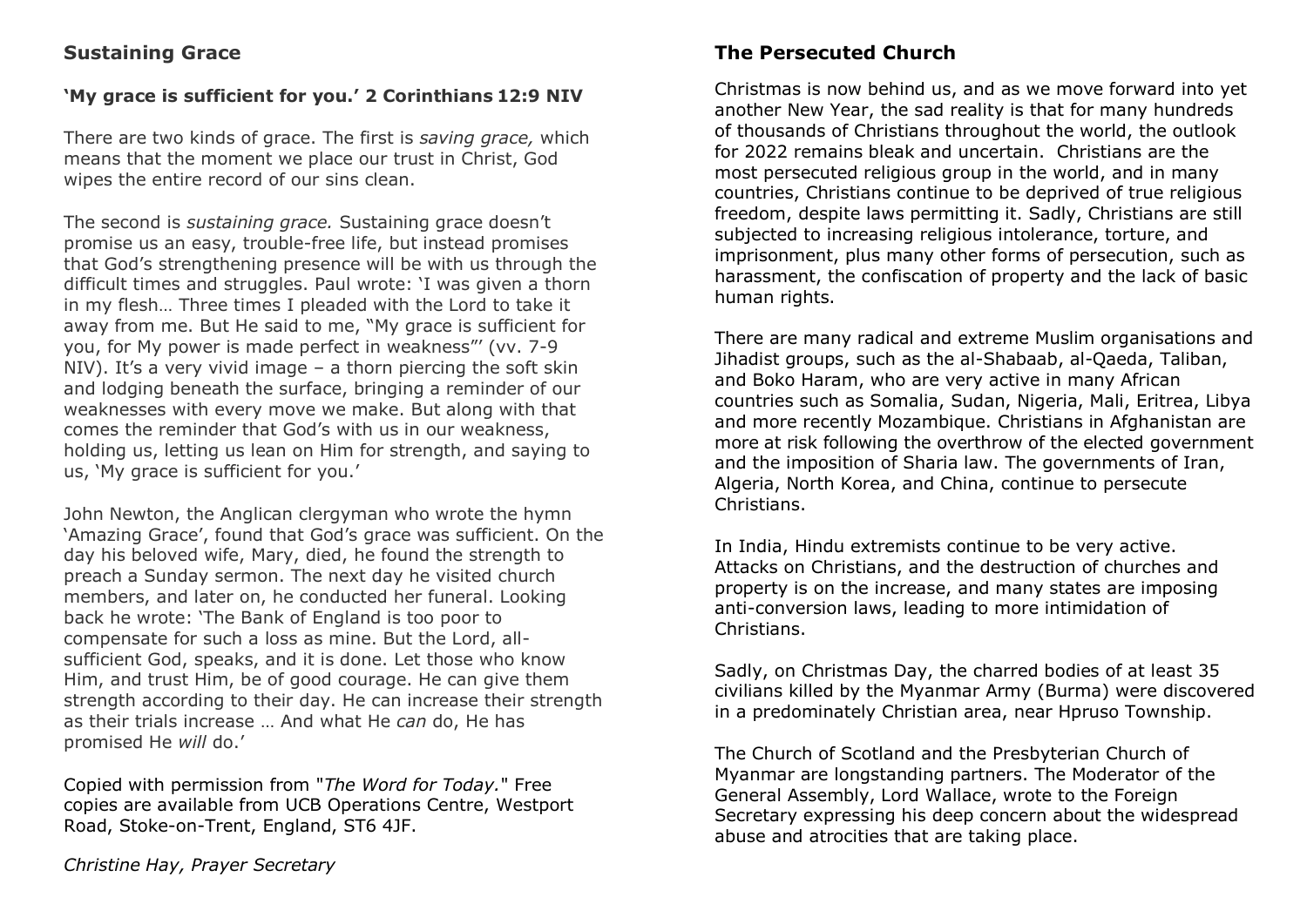## Sustaining Grace

**'My grace is sufficient for you.' 2 Corinthians 12:9 NIV**

There are two kinds of grace. The first is *saving grace,* which means that the moment we place our trust in Christ, God wipes the entire record of our sins clean.

The second is *sustaining grace.* Sustaining grace doesn't promise us an easy, trouble-free life, but instead promises that God's strengthening presence will be with us through the difficult times and struggles. Paul wrote: 'I was given a thorn in my flesh… Three times I pleaded with the Lord to take it away from me. But He said to me, "My grace is sufficient for you, for My power is made perfect in weakness"' (vv. 7-9 NIV). It's a very vivid image – a thorn piercing the soft skin and lodging beneath the surface, bringing a reminder of our weaknesses with every move we make. But along with that comes the reminder that God's with us in our weakness, holding us, letting us lean on Him for strength, and saying to us, 'My grace is sufficient for you.'

John Newton, the Anglican clergyman who wrote the hymn 'Amazing Grace', found that God's grace was sufficient. On the day his beloved wife, Mary, died, he found the strength to preach a Sunday sermon. The next day he visited church members, and later on, he conducted her funeral. Looking back he wrote: 'The Bank of England is too poor to compensate for such a loss as mine. But the Lord, all-sufficient God, speaks, and it is done. Let those who know Him, and trust Him, be of good courage. He can give them strength according to their day. He can increase their strength as their trials increase … And what He *can* do, He has promised He *will* do.'

Copied with permission from "*The Word for Today.*" Free copies are available from UCB Operations Centre, Westport Road, Stoke-on-Trent, England, ST6 4JF.

*Christine Hay, Prayer Secretary*

## The Persecuted Church

Christmas is now behind us, and as we move forward into yet another New Year, the sad reality is that for many hundreds of thousands of Christians throughout the world, the outlook for 2022 remains bleak and uncertain. Christians are the most persecuted religious group in the world, and in many countries, Christians continue to be deprived of true religious freedom, despite laws permitting it. Sadly, Christians are still subjected to increasing religious intolerance, torture, and imprisonment, plus many other forms of persecution, such as harassment, the confiscation of property and the lack of basic human rights.

There are many radical and extreme Muslim organisations and Jihadist groups, such as the al-Shabaab, al-Qaeda, Taliban, and Boko Haram, who are very active in many African countries such as Somalia, Sudan, Nigeria, Mali, Eritrea, Libya and more recently Mozambique. Christians in Afghanistan are more at risk following the overthrow of the elected government and the imposition of Sharia law. The governments of Iran, Algeria, North Korea, and China, continue to persecute Christians.

In India, Hindu extremists continue to be very active. Attacks on Christians, and the destruction of churches and property is on the increase, and many states are imposing anti-conversion laws, leading to more intimidation of Christians.

Sadly, on Christmas Day, the charred bodies of at least 35 civilians killed by the Myanmar Army (Burma) were discovered in a predominately Christian area, near Hpruso Township.

The Church of Scotland and the Presbyterian Church of Myanmar are longstanding partners. The Moderator of the General Assembly, Lord Wallace, wrote to the Foreign Secretary expressing his deep concern about the widespread abuse and atrocities that are taking place.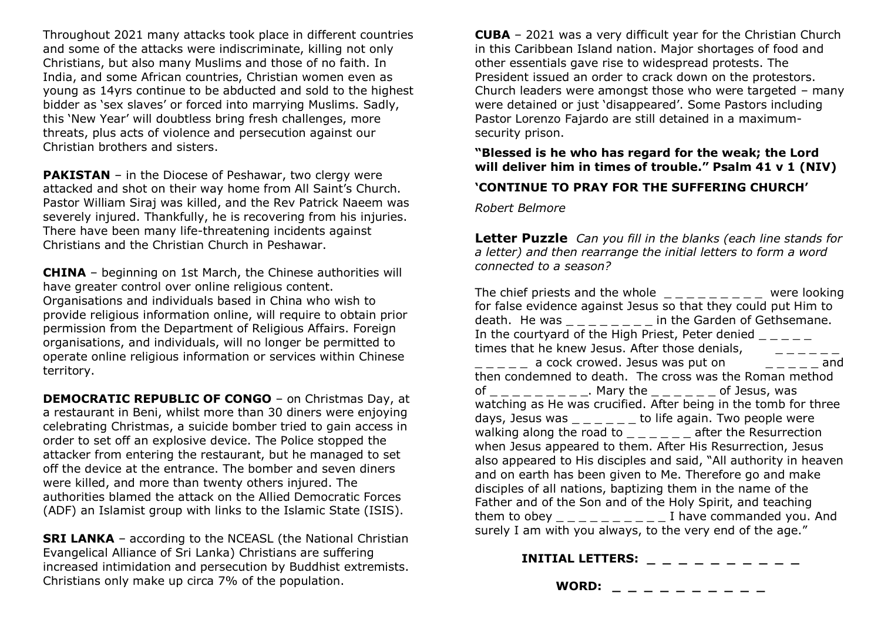Throughout 2021 many attacks took place in different countries and some of the attacks were indiscriminate, killing not only Christians, but also many Muslims and those of no faith. In India, and some African countries, Christian women even as young as 14yrs continue to be abducted and sold to the highest bidder as 'sex slaves' or forced into marrying Muslims. Sadly, this 'New Year' will doubtless bring fresh challenges, more threats, plus acts of violence and persecution against our Christian brothers and sisters.

**PAKISTAN** – in the Diocese of Peshawar, two clergy were attacked and shot on their way home from All Saint's Church. Pastor William Siraj was killed, and the Rev Patrick Naeem was severely injured. Thankfully, he is recovering from his injuries. There have been many life-threatening incidents against Christians and the Christian Church in Peshawar.

**CHINA** – beginning on 1st March, the Chinese authorities will have greater control over online religious content. Organisations and individuals based in China who wish to provide religious information online, will require to obtain prior permission from the Department of Religious Affairs. Foreign organisations, and individuals, will no longer be permitted to operate online religious information or services within Chinese territory.

**DEMOCRATIC REPUBLIC OF CONGO** – on Christmas Day, at a restaurant in Beni, whilst more than 30 diners were enjoying celebrating Christmas, a suicide bomber tried to gain access in order to set off an explosive device. The Police stopped the attacker from entering the restaurant, but he managed to set off the device at the entrance. The bomber and seven diners were killed, and more than twenty others injured. The authorities blamed the attack on the Allied Democratic Forces (ADF) an Islamist group with links to the Islamic State (ISIS).

**SRI LANKA** – according to the NCEASL (the National Christian Evangelical Alliance of Sri Lanka) Christians are suffering increased intimidation and persecution by Buddhist extremists. Christians only make up circa 7% of the population.

**CUBA** – 2021 was a very difficult year for the Christian Church in this Caribbean Island nation. Major shortages of food and other essentials gave rise to widespread protests. The President issued an order to crack down on the protestors. Church leaders were amongst those who were targeted – many were detained or just 'disappeared'. Some Pastors including Pastor Lorenzo Fajardo are still detained in a maximum-security prison.

**"Blessed is he who has regard for the weak; the Lord will deliver him in times of trouble." Psalm 41 v 1 (NIV)**

**'CONTINUE TO PRAY FOR THE SUFFERING CHURCH'**

*Robert Belmore*

**Letter Puzzle** *Can you fill in the blanks (each line stands for a letter) and then rearrange the initial letters to form a word connected to a season?*

The chief priests and the whole _ _ _ _ _ _ _ _ _ were looking for false evidence against Jesus so that they could put Him to death. He was _ _ _ _ _ _ _ _ in the Garden of Gethsemane. In the courtyard of the High Priest, Peter denied _ _ _ _ _ times that he knew Jesus. After those denials, _ _ _ _ _ _ _ _ _ _ _ a cock crowed. Jesus was put on _ _ _ _ _ and then condemned to death. The cross was the Roman method of _ _ _ _ _ _ _ _ _. Mary the _ _ _ _ _ _ of Jesus, was watching as He was crucified. After being in the tomb for three days, Jesus was _ _ _ _ _ _ to life again. Two people were walking along the road to _ _ _ _ _ _ after the Resurrection when Jesus appeared to them. After His Resurrection, Jesus also appeared to His disciples and said, "All authority in heaven and on earth has been given to Me. Therefore go and make disciples of all nations, baptizing them in the name of the Father and of the Son and of the Holy Spirit, and teaching them to obey _ _ _ _ _ _ _ _ _ _ I have commanded you. And surely I am with you always, to the very end of the age."

**INITIAL LETTERS: _ _ _ _ _ _ _ _ _ _**

**WORD: _ _ _ _ _ _ _ _ _ _**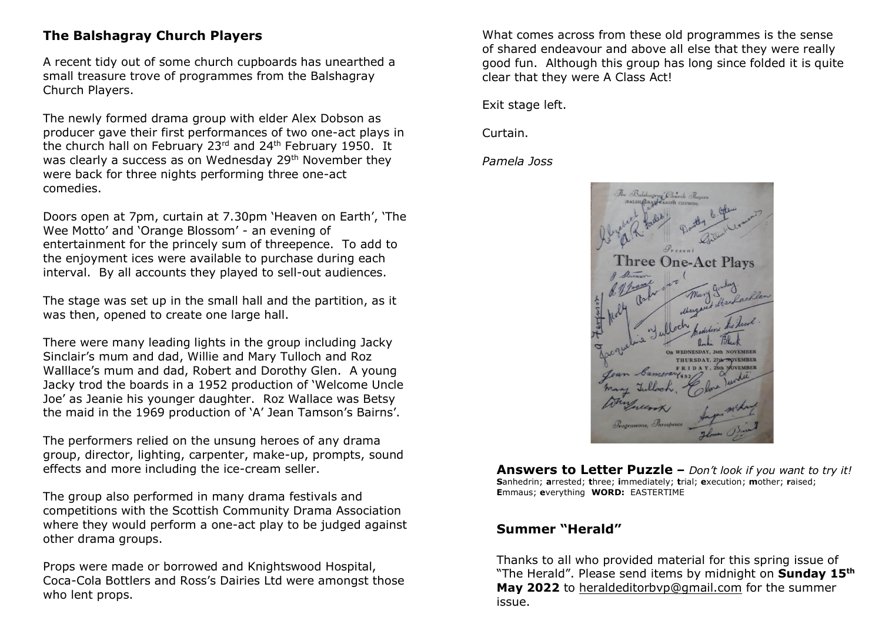## The Balshagray Church Players

A recent tidy out of some church cupboards has unearthed a small treasure trove of programmes from the Balshagray Church Players.

The newly formed drama group with elder Alex Dobson as producer gave their first performances of two one-act plays in the church hall on February 23rd and 24th February 1950. It was clearly a success as on Wednesday 29th November they were back for three nights performing three one-act comedies.

Doors open at 7pm, curtain at 7.30pm 'Heaven on Earth', 'The Wee Motto' and 'Orange Blossom' - an evening of entertainment for the princely sum of threepence. To add to the enjoyment ices were available to purchase during each interval. By all accounts they played to sell-out audiences.

The stage was set up in the small hall and the partition, as it was then, opened to create one large hall.

There were many leading lights in the group including Jacky Sinclair's mum and dad, Willie and Mary Tulloch and Roz Walllace's mum and dad, Robert and Dorothy Glen. A young Jacky trod the boards in a 1952 production of 'Welcome Uncle Joe' as Jeanie his younger daughter. Roz Wallace was Betsy the maid in the 1969 production of 'A' Jean Tamson's Bairns'.

The performers relied on the unsung heroes of any drama group, director, lighting, carpenter, make-up, prompts, sound effects and more including the ice-cream seller.

The group also performed in many drama festivals and competitions with the Scottish Community Drama Association where they would perform a one-act play to be judged against other drama groups.

Props were made or borrowed and Knightswood Hospital, Coca-Cola Bottlers and Ross's Dairies Ltd were amongst those who lent props.

What comes across from these old programmes is the sense of shared endeavour and above all else that they were really good fun. Although this group has long since folded it is quite clear that they were A Class Act!

Exit stage left.

Curtain.

*Pamela Joss*

**Answers to Letter Puzzle –** *Don't look if you want to try it!*
**S**anhedrin; **a**rrested; **t**hree; **i**mmediately; **t**rial; **e**xecution; **m**other; **r**aised; **E**mmaus; **e**verything **WORD:** EASTERTIME

## Summer "Herald"

Thanks to all who provided material for this spring issue of "The Herald". Please send items by midnight on **Sunday 15th May 2022** to heraldeditorbvp@gmail.com for the summer issue.